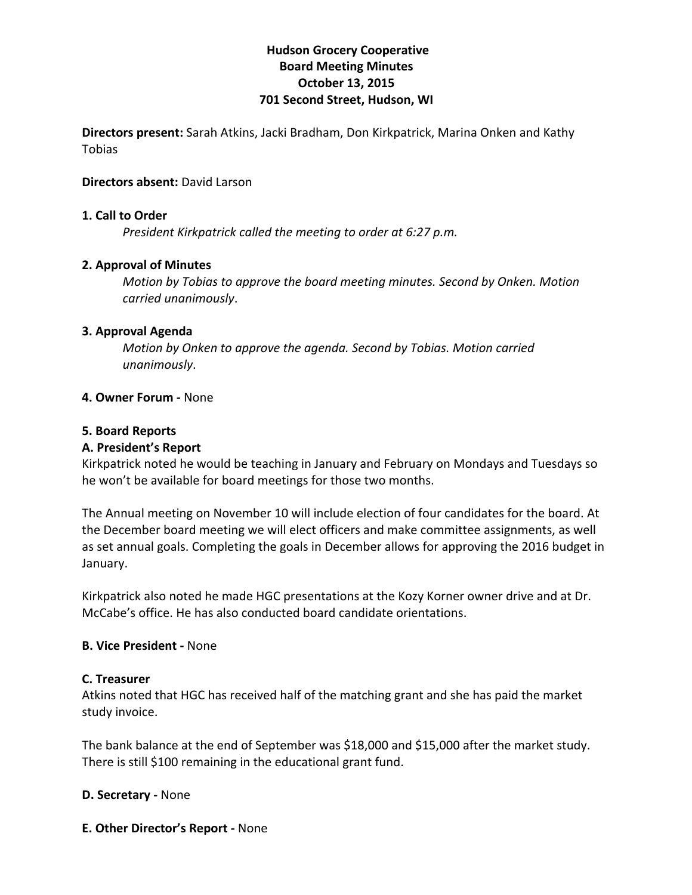**Hudson Grocery Cooperative**
**Board Meeting Minutes**
**October 13, 2015**
**701 Second Street, Hudson, WI**

**Directors present:** Sarah Atkins, Jacki Bradham, Don Kirkpatrick, Marina Onken and Kathy Tobias

**Directors absent:** David Larson

**1. Call to Order**

*President Kirkpatrick called the meeting to order at 6:27 p.m.*

**2. Approval of Minutes**

*Motion by Tobias to approve the board meeting minutes. Second by Onken. Motion carried unanimously*.

**3. Approval Agenda**

*Motion by Onken to approve the agenda. Second by Tobias. Motion carried unanimously*.

**4. Owner Forum -** None

**5. Board Reports**

**A. President's Report**

Kirkpatrick noted he would be teaching in January and February on Mondays and Tuesdays so he won't be available for board meetings for those two months.

The Annual meeting on November 10 will include election of four candidates for the board. At the December board meeting we will elect officers and make committee assignments, as well as set annual goals. Completing the goals in December allows for approving the 2016 budget in January.

Kirkpatrick also noted he made HGC presentations at the Kozy Korner owner drive and at Dr. McCabe's office. He has also conducted board candidate orientations.

**B. Vice President -** None

**C. Treasurer**

Atkins noted that HGC has received half of the matching grant and she has paid the market study invoice.

The bank balance at the end of September was $18,000 and $15,000 after the market study. There is still $100 remaining in the educational grant fund.

**D. Secretary -** None

**E. Other Director's Report -** None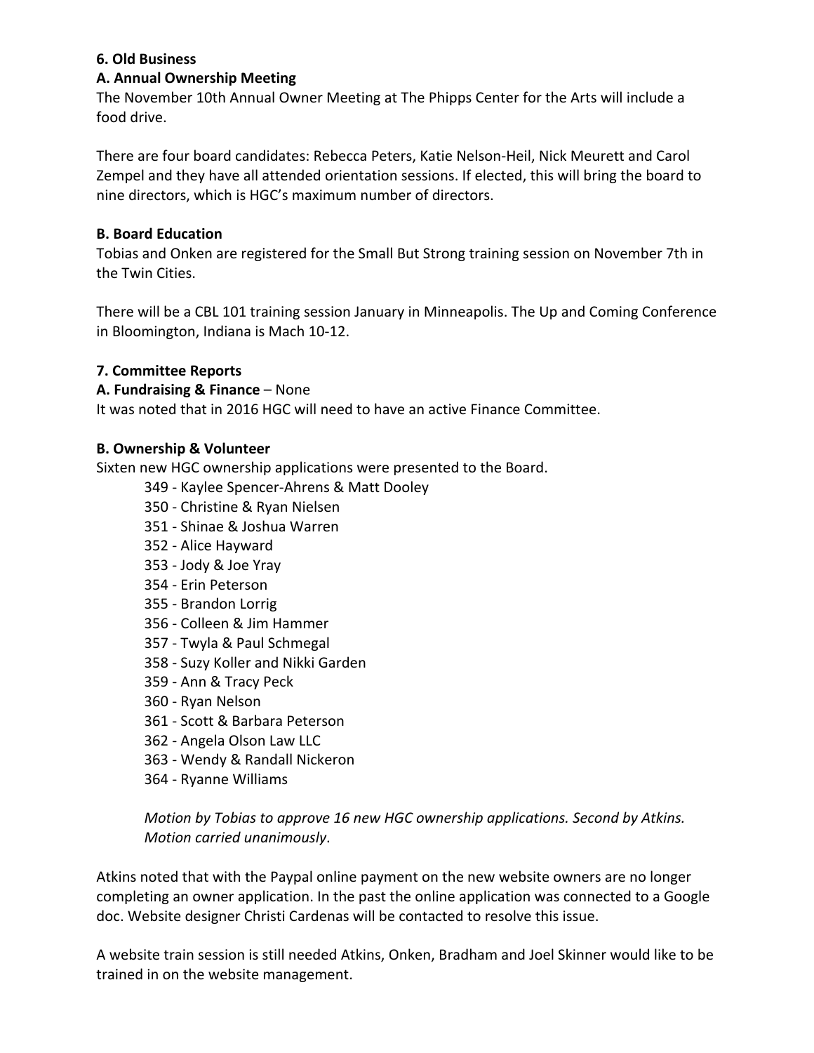**6. Old Business**

**A. Annual Ownership Meeting**

The November 10th Annual Owner Meeting at The Phipps Center for the Arts will include a food drive.

There are four board candidates: Rebecca Peters, Katie Nelson-Heil, Nick Meurett and Carol Zempel and they have all attended orientation sessions. If elected, this will bring the board to nine directors, which is HGC's maximum number of directors.

**B. Board Education**

Tobias and Onken are registered for the Small But Strong training session on November 7th in the Twin Cities.

There will be a CBL 101 training session January in Minneapolis. The Up and Coming Conference in Bloomington, Indiana is Mach 10-12.

**7. Committee Reports**

**A. Fundraising & Finance** – None

It was noted that in 2016 HGC will need to have an active Finance Committee.

**B. Ownership & Volunteer**

Sixten new HGC ownership applications were presented to the Board.

349 - Kaylee Spencer-Ahrens & Matt Dooley
350 - Christine & Ryan Nielsen
351 - Shinae & Joshua Warren
352 - Alice Hayward
353 - Jody & Joe Yray
354 - Erin Peterson
355 - Brandon Lorrig
356 - Colleen & Jim Hammer
357 - Twyla & Paul Schmegal
358 - Suzy Koller and Nikki Garden
359 - Ann & Tracy Peck
360 - Ryan Nelson
361 - Scott & Barbara Peterson
362 - Angela Olson Law LLC
363 - Wendy & Randall Nickeron
364 - Ryanne Williams

*Motion by Tobias to approve 16 new HGC ownership applications. Second by Atkins. Motion carried unanimously*.

Atkins noted that with the Paypal online payment on the new website owners are no longer completing an owner application. In the past the online application was connected to a Google doc. Website designer Christi Cardenas will be contacted to resolve this issue.

A website train session is still needed Atkins, Onken, Bradham and Joel Skinner would like to be trained in on the website management.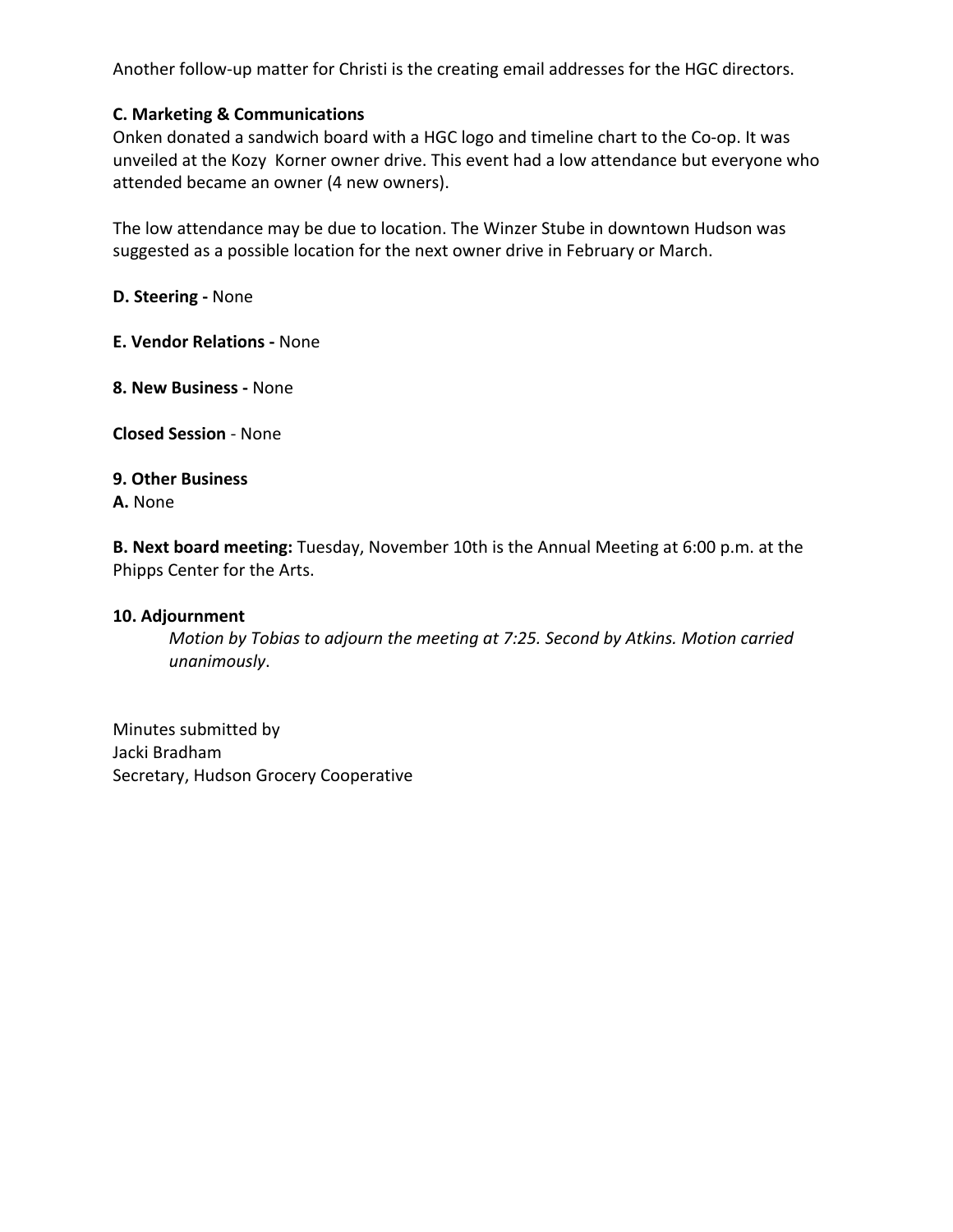Another follow-up matter for Christi is the creating email addresses for the HGC directors.

**C. Marketing & Communications**
Onken donated a sandwich board with a HGC logo and timeline chart to the Co-op. It was unveiled at the Kozy Korner owner drive. This event had a low attendance but everyone who attended became an owner (4 new owners).

The low attendance may be due to location. The Winzer Stube in downtown Hudson was suggested as a possible location for the next owner drive in February or March.

**D. Steering -** None

**E. Vendor Relations -** None

**8. New Business -** None

**Closed Session** - None

**9. Other Business**
**A.** None

**B. Next board meeting:** Tuesday, November 10th is the Annual Meeting at 6:00 p.m. at the Phipps Center for the Arts.

**10. Adjournment**

> *Motion by Tobias to adjourn the meeting at 7:25. Second by Atkins. Motion carried unanimously*.

Minutes submitted by
Jacki Bradham
Secretary, Hudson Grocery Cooperative